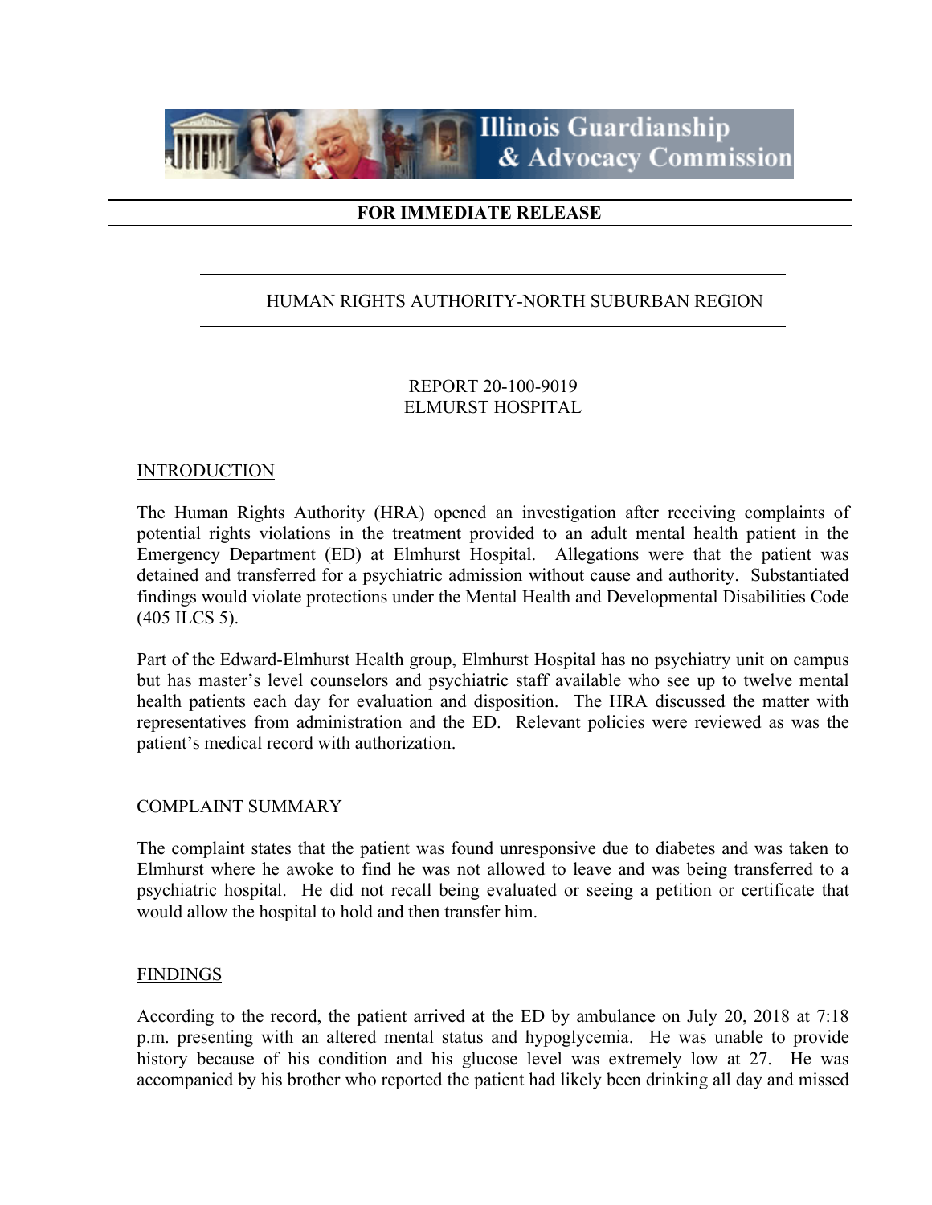Illinois Guardianship & Advocacy Commission

**FOR IMMEDIATE RELEASE**

HUMAN RIGHTS AUTHORITY-NORTH SUBURBAN REGION

REPORT 20-100-9019
ELMURST HOSPITAL

## INTRODUCTION

The Human Rights Authority (HRA) opened an investigation after receiving complaints of potential rights violations in the treatment provided to an adult mental health patient in the Emergency Department (ED) at Elmhurst Hospital. Allegations were that the patient was detained and transferred for a psychiatric admission without cause and authority. Substantiated findings would violate protections under the Mental Health and Developmental Disabilities Code (405 ILCS 5).

Part of the Edward-Elmhurst Health group, Elmhurst Hospital has no psychiatry unit on campus but has master's level counselors and psychiatric staff available who see up to twelve mental health patients each day for evaluation and disposition. The HRA discussed the matter with representatives from administration and the ED. Relevant policies were reviewed as was the patient's medical record with authorization.

## COMPLAINT SUMMARY

The complaint states that the patient was found unresponsive due to diabetes and was taken to Elmhurst where he awoke to find he was not allowed to leave and was being transferred to a psychiatric hospital. He did not recall being evaluated or seeing a petition or certificate that would allow the hospital to hold and then transfer him.

## FINDINGS

According to the record, the patient arrived at the ED by ambulance on July 20, 2018 at 7:18 p.m. presenting with an altered mental status and hypoglycemia. He was unable to provide history because of his condition and his glucose level was extremely low at 27. He was accompanied by his brother who reported the patient had likely been drinking all day and missed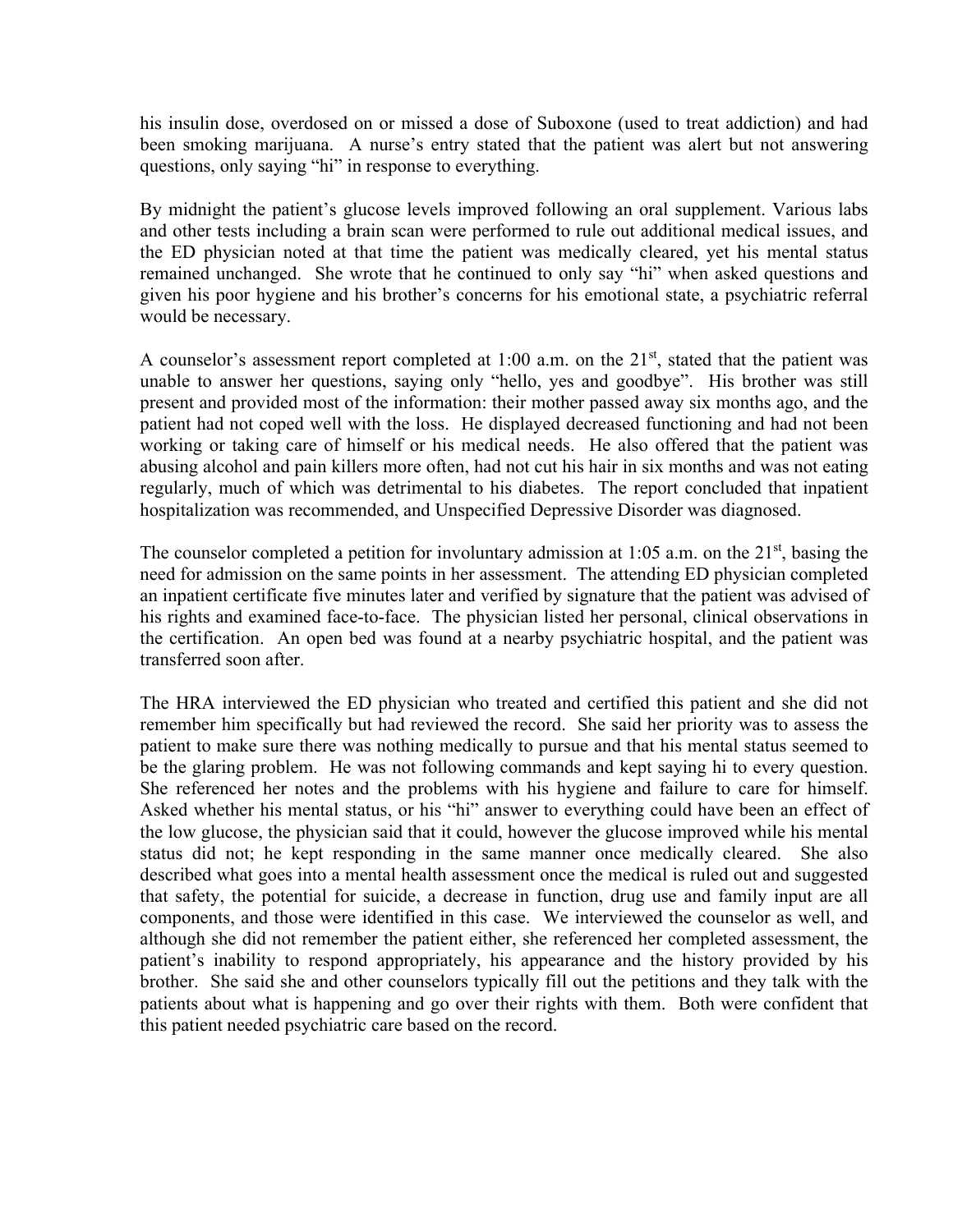his insulin dose, overdosed on or missed a dose of Suboxone (used to treat addiction) and had been smoking marijuana. A nurse's entry stated that the patient was alert but not answering questions, only saying "hi" in response to everything.

By midnight the patient's glucose levels improved following an oral supplement. Various labs and other tests including a brain scan were performed to rule out additional medical issues, and the ED physician noted at that time the patient was medically cleared, yet his mental status remained unchanged. She wrote that he continued to only say "hi" when asked questions and given his poor hygiene and his brother's concerns for his emotional state, a psychiatric referral would be necessary.

A counselor's assessment report completed at 1:00 a.m. on the 21st, stated that the patient was unable to answer her questions, saying only "hello, yes and goodbye". His brother was still present and provided most of the information: their mother passed away six months ago, and the patient had not coped well with the loss. He displayed decreased functioning and had not been working or taking care of himself or his medical needs. He also offered that the patient was abusing alcohol and pain killers more often, had not cut his hair in six months and was not eating regularly, much of which was detrimental to his diabetes. The report concluded that inpatient hospitalization was recommended, and Unspecified Depressive Disorder was diagnosed.

The counselor completed a petition for involuntary admission at 1:05 a.m. on the 21st, basing the need for admission on the same points in her assessment. The attending ED physician completed an inpatient certificate five minutes later and verified by signature that the patient was advised of his rights and examined face-to-face. The physician listed her personal, clinical observations in the certification. An open bed was found at a nearby psychiatric hospital, and the patient was transferred soon after.

The HRA interviewed the ED physician who treated and certified this patient and she did not remember him specifically but had reviewed the record. She said her priority was to assess the patient to make sure there was nothing medically to pursue and that his mental status seemed to be the glaring problem. He was not following commands and kept saying hi to every question. She referenced her notes and the problems with his hygiene and failure to care for himself. Asked whether his mental status, or his "hi" answer to everything could have been an effect of the low glucose, the physician said that it could, however the glucose improved while his mental status did not; he kept responding in the same manner once medically cleared. She also described what goes into a mental health assessment once the medical is ruled out and suggested that safety, the potential for suicide, a decrease in function, drug use and family input are all components, and those were identified in this case. We interviewed the counselor as well, and although she did not remember the patient either, she referenced her completed assessment, the patient's inability to respond appropriately, his appearance and the history provided by his brother. She said she and other counselors typically fill out the petitions and they talk with the patients about what is happening and go over their rights with them. Both were confident that this patient needed psychiatric care based on the record.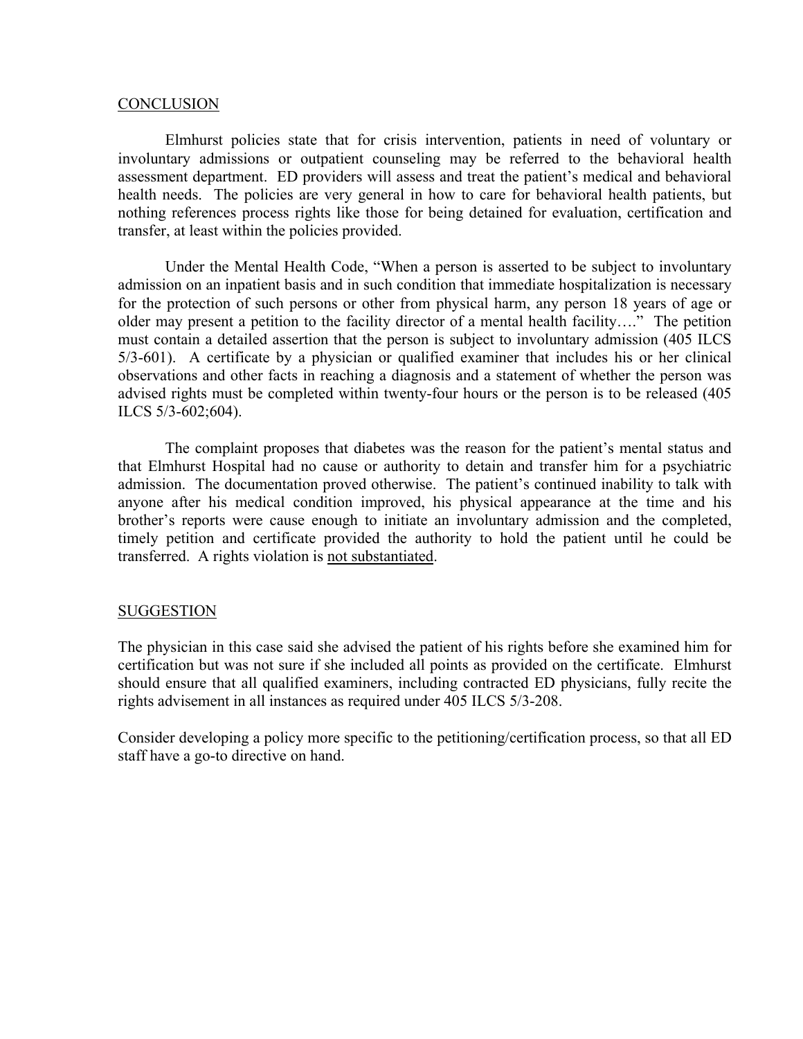<u>CONCLUSION</u>

Elmhurst policies state that for crisis intervention, patients in need of voluntary or involuntary admissions or outpatient counseling may be referred to the behavioral health assessment department. ED providers will assess and treat the patient's medical and behavioral health needs. The policies are very general in how to care for behavioral health patients, but nothing references process rights like those for being detained for evaluation, certification and transfer, at least within the policies provided.

Under the Mental Health Code, "When a person is asserted to be subject to involuntary admission on an inpatient basis and in such condition that immediate hospitalization is necessary for the protection of such persons or other from physical harm, any person 18 years of age or older may present a petition to the facility director of a mental health facility…." The petition must contain a detailed assertion that the person is subject to involuntary admission (405 ILCS 5/3-601). A certificate by a physician or qualified examiner that includes his or her clinical observations and other facts in reaching a diagnosis and a statement of whether the person was advised rights must be completed within twenty-four hours or the person is to be released (405 ILCS 5/3-602;604).

The complaint proposes that diabetes was the reason for the patient's mental status and that Elmhurst Hospital had no cause or authority to detain and transfer him for a psychiatric admission. The documentation proved otherwise. The patient's continued inability to talk with anyone after his medical condition improved, his physical appearance at the time and his brother's reports were cause enough to initiate an involuntary admission and the completed, timely petition and certificate provided the authority to hold the patient until he could be transferred. A rights violation is <u>not substantiated</u>.

<u>SUGGESTION</u>

The physician in this case said she advised the patient of his rights before she examined him for certification but was not sure if she included all points as provided on the certificate. Elmhurst should ensure that all qualified examiners, including contracted ED physicians, fully recite the rights advisement in all instances as required under 405 ILCS 5/3-208.

Consider developing a policy more specific to the petitioning/certification process, so that all ED staff have a go-to directive on hand.